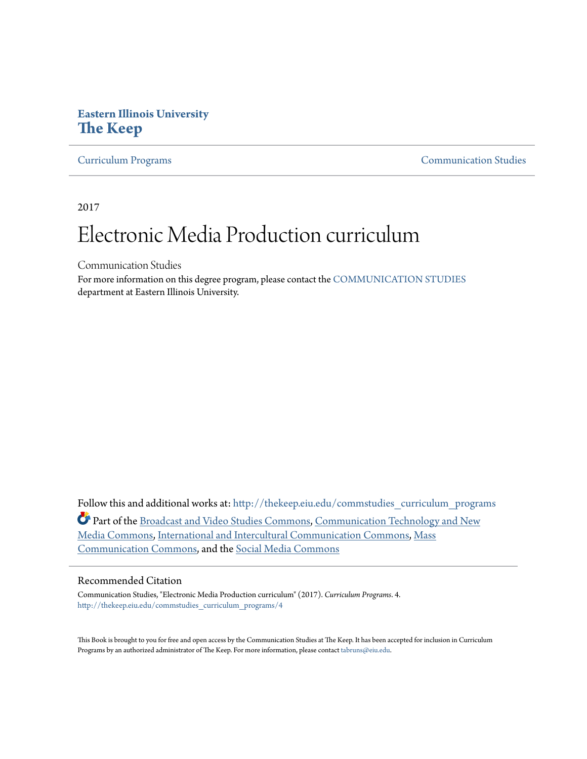**Eastern Illinois University**
# The Keep

Curriculum Programs | Communication Studies

2017

# Electronic Media Production curriculum

Communication Studies

For more information on this degree program, please contact the COMMUNICATION STUDIES department at Eastern Illinois University.

Follow this and additional works at: http://thekeep.eiu.edu/commstudies_curriculum_programs

Part of the Broadcast and Video Studies Commons, Communication Technology and New Media Commons, International and Intercultural Communication Commons, Mass Communication Commons, and the Social Media Commons

## Recommended Citation

Communication Studies, "Electronic Media Production curriculum" (2017). *Curriculum Programs*. 4.
http://thekeep.eiu.edu/commstudies_curriculum_programs/4

This Book is brought to you for free and open access by the Communication Studies at The Keep. It has been accepted for inclusion in Curriculum Programs by an authorized administrator of The Keep. For more information, please contact tabruns@eiu.edu.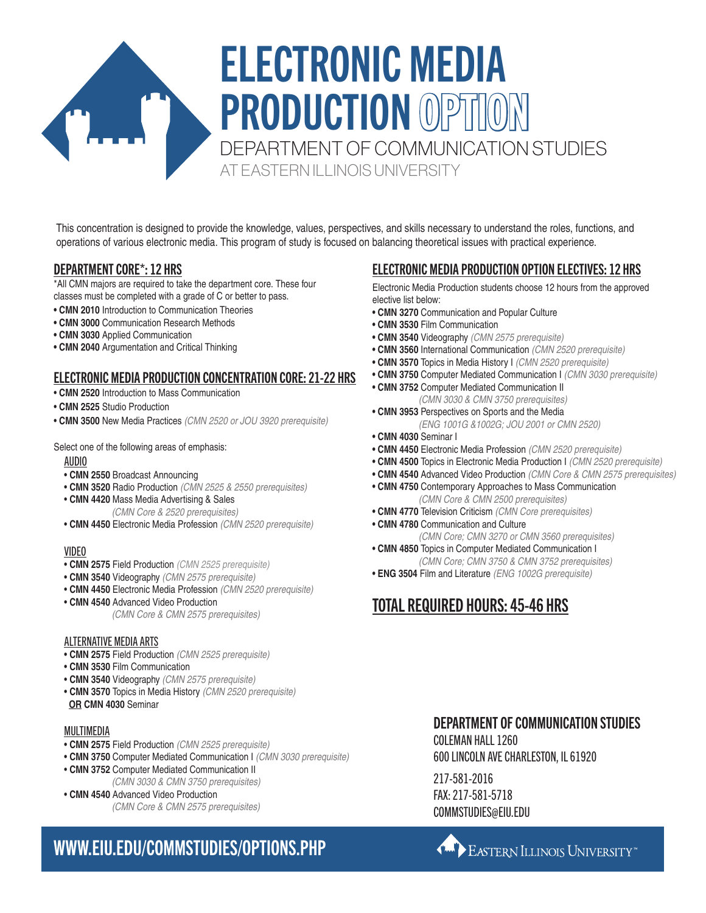# ELECTRONIC MEDIA PRODUCTION OPTION

DEPARTMENT OF COMMUNICATION STUDIES

AT EASTERN ILLINOIS UNIVERSITY

This concentration is designed to provide the knowledge, values, perspectives, and skills necessary to understand the roles, functions, and operations of various electronic media. This program of study is focused on balancing theoretical issues with practical experience.

## DEPARTMENT CORE*: 12 HRS

*All CMN majors are required to take the department core. These four classes must be completed with a grade of C or better to pass.

- **CMN 2010** Introduction to Communication Theories
- **CMN 3000** Communication Research Methods
- **CMN 3030** Applied Communication
- **CMN 2040** Argumentation and Critical Thinking

## ELECTRONIC MEDIA PRODUCTION CONCENTRATION CORE: 21-22 HRS

- **CMN 2520** Introduction to Mass Communication
- **CMN 2525** Studio Production
- **CMN 3500** New Media Practices *(CMN 2520 or JOU 3920 prerequisite)*

Select one of the following areas of emphasis:

### AUDIO

- **CMN 2550** Broadcast Announcing
- **CMN 3520** Radio Production *(CMN 2525 & 2550 prerequisites)*
- **CMN 4420** Mass Media Advertising & Sales *(CMN Core & 2520 prerequisites)*
- **CMN 4450** Electronic Media Profession *(CMN 2520 prerequisite)*

### VIDEO

- **CMN 2575** Field Production *(CMN 2525 prerequisite)*
- **CMN 3540** Videography *(CMN 2575 prerequisite)*
- **CMN 4450** Electronic Media Profession *(CMN 2520 prerequisite)*
- **CMN 4540** Advanced Video Production *(CMN Core & CMN 2575 prerequisites)*

### ALTERNATIVE MEDIA ARTS

- **CMN 2575** Field Production *(CMN 2525 prerequisite)*
- **CMN 3530** Film Communication
- **CMN 3540** Videography *(CMN 2575 prerequisite)*
- **CMN 3570** Topics in Media History *(CMN 2520 prerequisite)* **OR CMN 4030** Seminar

### MULTIMEDIA

- **CMN 2575** Field Production *(CMN 2525 prerequisite)*
- **CMN 3750** Computer Mediated Communication I *(CMN 3030 prerequisite)*
- **CMN 3752** Computer Mediated Communication II *(CMN 3030 & CMN 3750 prerequisites)*
- **CMN 4540** Advanced Video Production *(CMN Core & CMN 2575 prerequisites)*

## ELECTRONIC MEDIA PRODUCTION OPTION ELECTIVES: 12 HRS

Electronic Media Production students choose 12 hours from the approved elective list below:

- **CMN 3270** Communication and Popular Culture
- **CMN 3530** Film Communication
- **CMN 3540** Videography *(CMN 2575 prerequisite)*
- **CMN 3560** International Communication *(CMN 2520 prerequisite)*
- **CMN 3570** Topics in Media History I *(CMN 2520 prerequisite)*
- **CMN 3750** Computer Mediated Communication I *(CMN 3030 prerequisite)*
- **CMN 3752** Computer Mediated Communication II *(CMN 3030 & CMN 3750 prerequisites)*
- **CMN 3953** Perspectives on Sports and the Media *(ENG 1001G &1002G; JOU 2001 or CMN 2520)*
- **CMN 4030** Seminar I
- **CMN 4450** Electronic Media Profession *(CMN 2520 prerequisite)*
- **CMN 4500** Topics in Electronic Media Production I *(CMN 2520 prerequisite)*
- **CMN 4540** Advanced Video Production *(CMN Core & CMN 2575 prerequisites)*
- **CMN 4750** Contemporary Approaches to Mass Communication *(CMN Core & CMN 2500 prerequisites)*
- **CMN 4770** Television Criticism *(CMN Core prerequisites)*
- **CMN 4780** Communication and Culture *(CMN Core; CMN 3270 or CMN 3560 prerequisites)*
- **CMN 4850** Topics in Computer Mediated Communication I *(CMN Core; CMN 3750 & CMN 3752 prerequisites)*
- **ENG 3504** Film and Literature *(ENG 1002G prerequisite)*

## TOTAL REQUIRED HOURS: 45-46 HRS

### DEPARTMENT OF COMMUNICATION STUDIES

COLEMAN HALL 1260
600 LINCOLN AVE CHARLESTON, IL 61920

217-581-2016
FAX: 217-581-5718
COMMSTUDIES@EIU.EDU

WWW.EIU.EDU/COMMSTUDIES/OPTIONS.PHP

EASTERN ILLINOIS UNIVERSITY™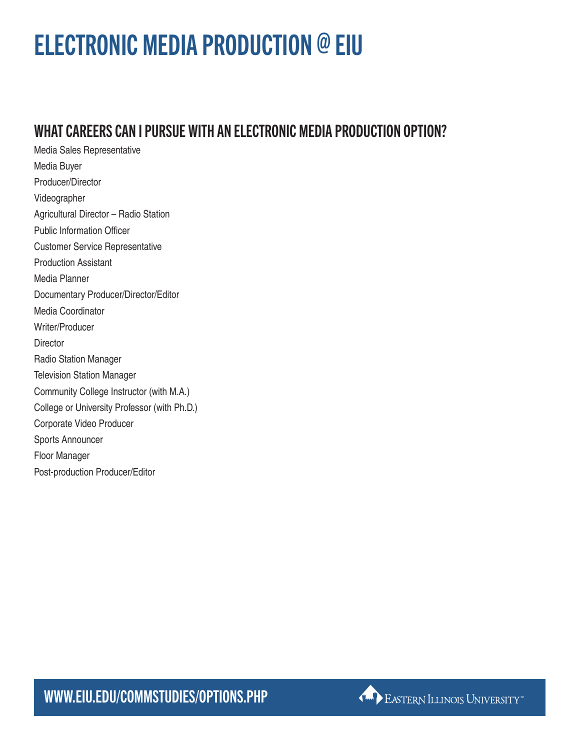# ELECTRONIC MEDIA PRODUCTION @ EIU

## WHAT CAREERS CAN I PURSUE WITH AN ELECTRONIC MEDIA PRODUCTION OPTION?

Media Sales Representative

Media Buyer

Producer/Director

Videographer

Agricultural Director – Radio Station

Public Information Officer

Customer Service Representative

Production Assistant

Media Planner

Documentary Producer/Director/Editor

Media Coordinator

Writer/Producer

Director

Radio Station Manager

Television Station Manager

Community College Instructor (with M.A.)

College or University Professor (with Ph.D.)

Corporate Video Producer

Sports Announcer

Floor Manager

Post-production Producer/Editor

**WWW.EIU.EDU/COMMSTUDIES/OPTIONS.PHP**

Eastern Illinois University™